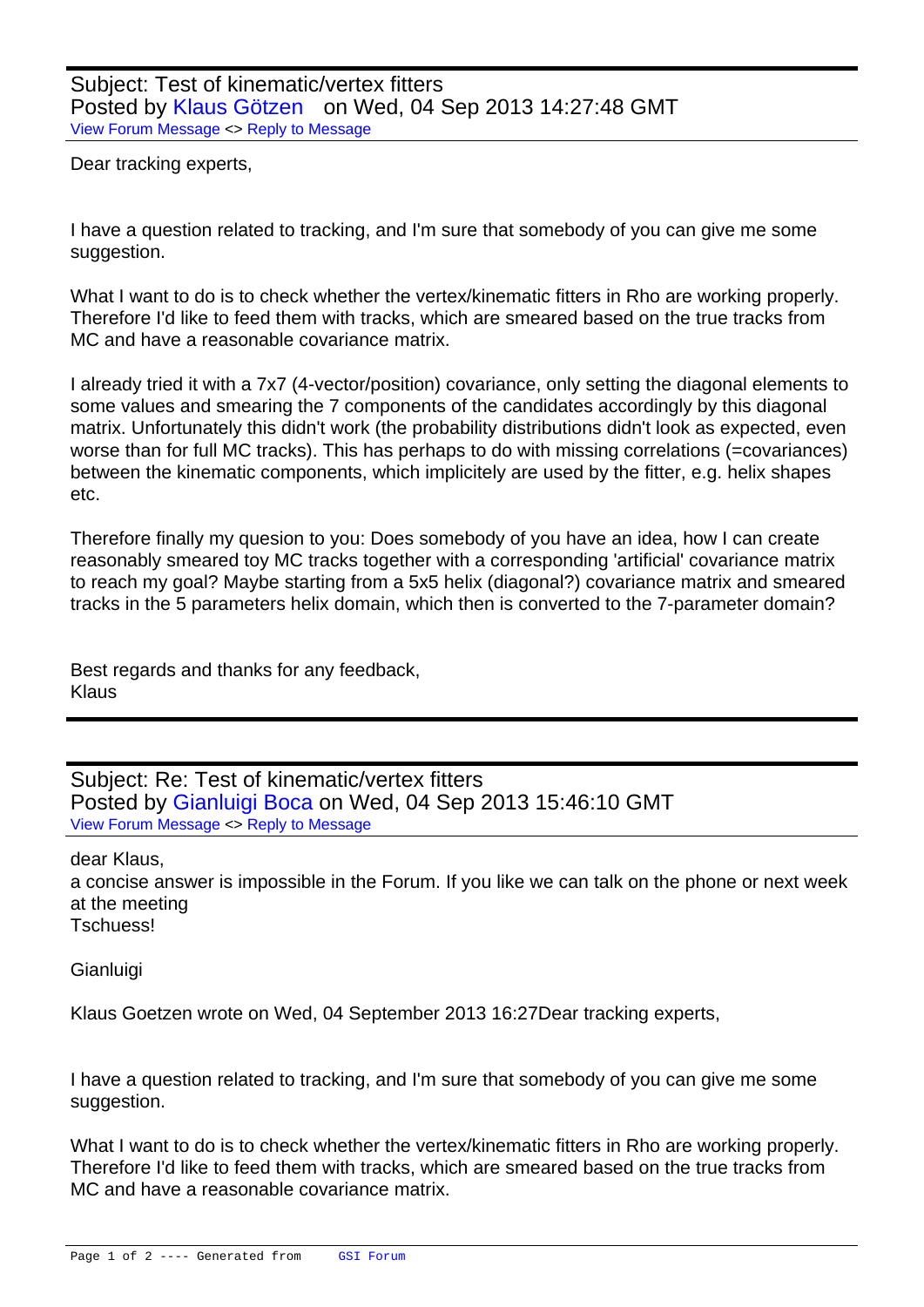Subject: Test of kinematic/vertex fitters
Posted by Klaus Götzen on Wed, 04 Sep 2013 14:27:48 GMT
View Forum Message <> Reply to Message

Dear tracking experts,

I have a question related to tracking, and I'm sure that somebody of you can give me some suggestion.

What I want to do is to check whether the vertex/kinematic fitters in Rho are working properly. Therefore I'd like to feed them with tracks, which are smeared based on the true tracks from MC and have a reasonable covariance matrix.

I already tried it with a 7x7 (4-vector/position) covariance, only setting the diagonal elements to some values and smearing the 7 components of the candidates accordingly by this diagonal matrix. Unfortunately this didn't work (the probability distributions didn't look as expected, even worse than for full MC tracks). This has perhaps to do with missing correlations (=covariances) between the kinematic components, which implicitely are used by the fitter, e.g. helix shapes etc.

Therefore finally my quesion to you: Does somebody of you have an idea, how I can create reasonably smeared toy MC tracks together with a corresponding 'artificial' covariance matrix to reach my goal? Maybe starting from a 5x5 helix (diagonal?) covariance matrix and smeared tracks in the 5 parameters helix domain, which then is converted to the 7-parameter domain?

Best regards and thanks for any feedback,
Klaus

---

Subject: Re: Test of kinematic/vertex fitters
Posted by Gianluigi Boca on Wed, 04 Sep 2013 15:46:10 GMT
View Forum Message <> Reply to Message

dear Klaus,
a concise answer is impossible in the Forum. If you like we can talk on the phone or next week at the meeting
Tschuess!

Gianluigi

Klaus Goetzen wrote on Wed, 04 September 2013 16:27Dear tracking experts,

I have a question related to tracking, and I'm sure that somebody of you can give me some suggestion.

What I want to do is to check whether the vertex/kinematic fitters in Rho are working properly. Therefore I'd like to feed them with tracks, which are smeared based on the true tracks from MC and have a reasonable covariance matrix.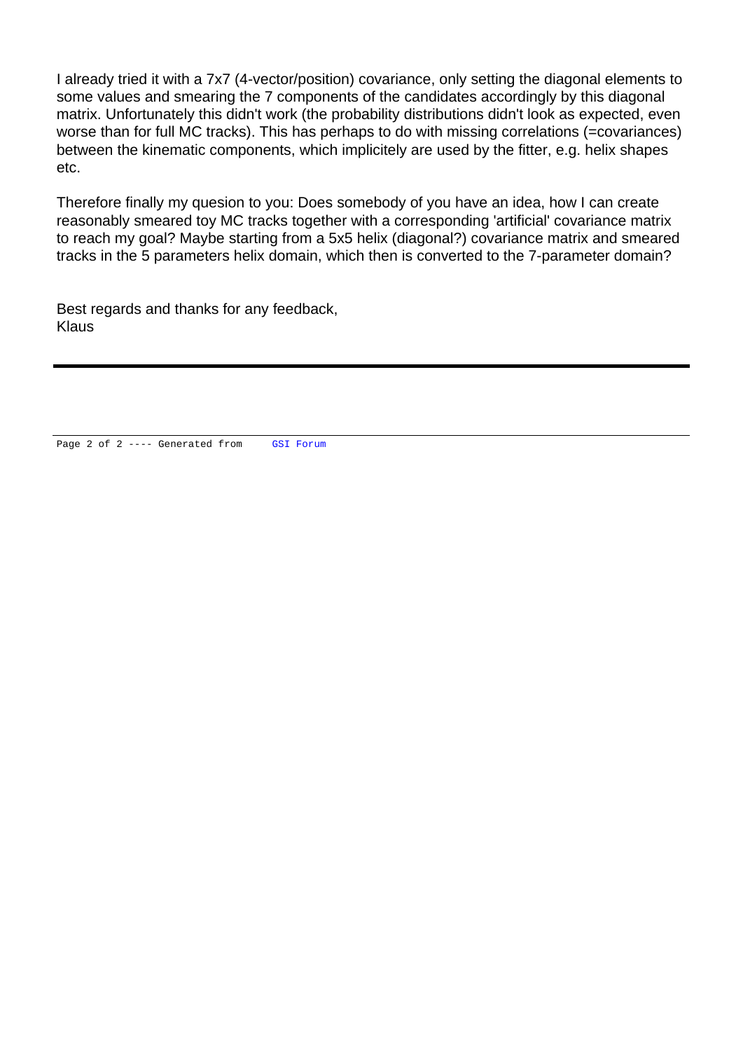I already tried it with a 7x7 (4-vector/position) covariance, only setting the diagonal elements to some values and smearing the 7 components of the candidates accordingly by this diagonal matrix. Unfortunately this didn't work (the probability distributions didn't look as expected, even worse than for full MC tracks). This has perhaps to do with missing correlations (=covariances) between the kinematic components, which implicitely are used by the fitter, e.g. helix shapes etc.

Therefore finally my quesion to you: Does somebody of you have an idea, how I can create reasonably smeared toy MC tracks together with a corresponding 'artificial' covariance matrix to reach my goal? Maybe starting from a 5x5 helix (diagonal?) covariance matrix and smeared tracks in the 5 parameters helix domain, which then is converted to the 7-parameter domain?

Best regards and thanks for any feedback,
Klaus

---